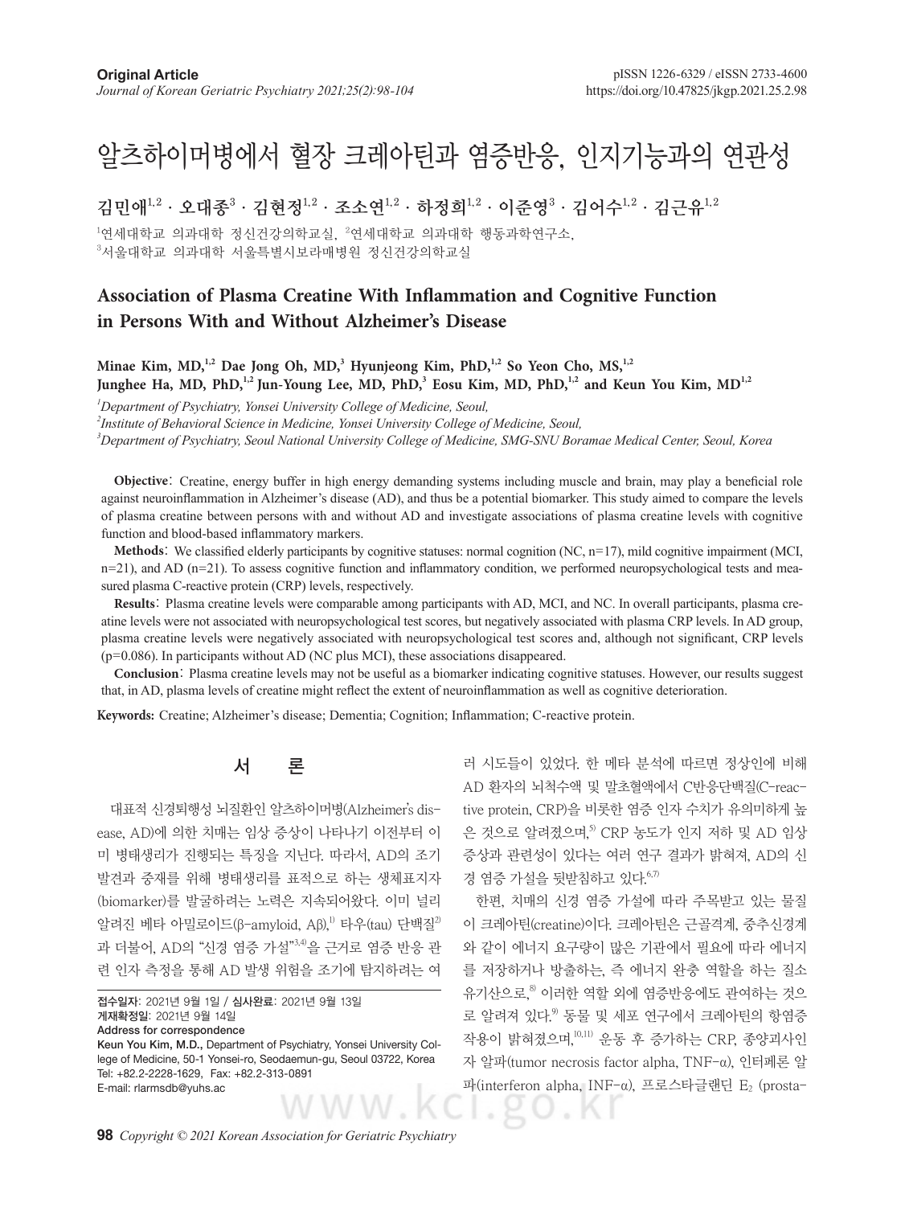Original Article

# 알츠하이머병에서 혈장 크레아틴과 염증반응, 인지기능과의 연관성

김민애[1,2] · 오대종[3] · 김현정[1,2] · 조소연[1,2] · 하정희[1,2] · 이준영[3] · 김어수[1,2] · 김근유[1,2]

[1]연세대학교 의과대학 정신건강의학교실, [2]연세대학교 의과대학 행동과학연구소,
[3]서울대학교 의과대학 서울특별시보라매병원 정신건강의학교실

# Association of Plasma Creatine With Inflammation and Cognitive Function in Persons With and Without Alzheimer's Disease

**Minae Kim, MD,[1,2] Dae Jong Oh, MD,[3] Hyunjeong Kim, PhD,[1,2] So Yeon Cho, MS,[1,2] Junghee Ha, MD, PhD,[1,2] Jun-Young Lee, MD, PhD,[3] Eosu Kim, MD, PhD,[1,2] and Keun You Kim, MD[1,2]**

*[1]Department of Psychiatry, Yonsei University College of Medicine, Seoul,*
*[2]Institute of Behavioral Science in Medicine, Yonsei University College of Medicine, Seoul,*
*[3]Department of Psychiatry, Seoul National University College of Medicine, SMG-SNU Boramae Medical Center, Seoul, Korea*

**Objective**: Creatine, energy buffer in high energy demanding systems including muscle and brain, may play a beneficial role against neuroinflammation in Alzheimer's disease (AD), and thus be a potential biomarker. This study aimed to compare the levels of plasma creatine between persons with and without AD and investigate associations of plasma creatine levels with cognitive function and blood-based inflammatory markers.

**Methods**: We classified elderly participants by cognitive statuses: normal cognition (NC, n=17), mild cognitive impairment (MCI, n=21), and AD (n=21). To assess cognitive function and inflammatory condition, we performed neuropsychological tests and measured plasma C-reactive protein (CRP) levels, respectively.

**Results**: Plasma creatine levels were comparable among participants with AD, MCI, and NC. In overall participants, plasma creatine levels were not associated with neuropsychological test scores, but negatively associated with plasma CRP levels. In AD group, plasma creatine levels were negatively associated with neuropsychological test scores and, although not significant, CRP levels (p=0.086). In participants without AD (NC plus MCI), these associations disappeared.

**Conclusion**: Plasma creatine levels may not be useful as a biomarker indicating cognitive statuses. However, our results suggest that, in AD, plasma levels of creatine might reflect the extent of neuroinflammation as well as cognitive deterioration.

**Keywords:** Creatine; Alzheimer's disease; Dementia; Cognition; Inflammation; C-reactive protein.

## 서 론

대표적 신경퇴행성 뇌질환인 알츠하이머병(Alzheimer's disease, AD)에 의한 치매는 임상 증상이 나타나기 이전부터 이미 병태생리가 진행되는 특징을 지닌다. 따라서, AD의 조기 발견과 중재를 위해 병태생리를 표적으로 하는 생체표지자(biomarker)를 발굴하려는 노력은 지속되어왔다. 이미 널리 알려진 베타 아밀로이드(β-amyloid, Aβ),[1] 타우(tau) 단백질[2]과 더불어, AD의 "신경 염증 가설"[3,4]을 근거로 염증 반응 관련 인자 측정을 통해 AD 발생 위험을 조기에 탐지하려는 여러 시도들이 있었다. 한 메타 분석에 따르면 정상인에 비해 AD 환자의 뇌척수액 및 말초혈액에서 C반응단백질(C-reactive protein, CRP)을 비롯한 염증 인자 수치가 유의미하게 높은 것으로 알려졌으며,[5] CRP 농도가 인지 저하 및 AD 임상 증상과 관련성이 있다는 여러 연구 결과가 밝혀져, AD의 신경 염증 가설을 뒷받침하고 있다.[6,7]

한편, 치매의 신경 염증 가설에 따라 주목받고 있는 물질이 크레아틴(creatine)이다. 크레아틴은 근골격계, 중추신경계와 같이 에너지 요구량이 많은 기관에서 필요에 따라 에너지를 저장하거나 방출하는, 즉 에너지 완충 역할을 하는 질소 유기산으로,[8] 이러한 역할 외에 염증반응에도 관여하는 것으로 알려져 있다.[9] 동물 및 세포 연구에서 크레아틴의 항염증 작용이 밝혀졌으며,[10,11] 운동 후 증가하는 CRP, 종양괴사인자 알파(tumor necrosis factor alpha, TNF-α), 인터페론 알파(interferon alpha, INF-α), 프로스타글랜딘 $E_2$ (prosta-

접수일자: 2021년 9월 1일 / 심사완료: 2021년 9월 13일
게재확정일: 2021년 9월 14일
Address for correspondence
Keun You Kim, M.D., Department of Psychiatry, Yonsei University College of Medicine, 50-1 Yonsei-ro, Seodaemun-gu, Seoul 03722, Korea
Tel: +82.2-2228-1629, Fax: +82.2-313-0891
E-mail: rlarmsdb@yuhs.ac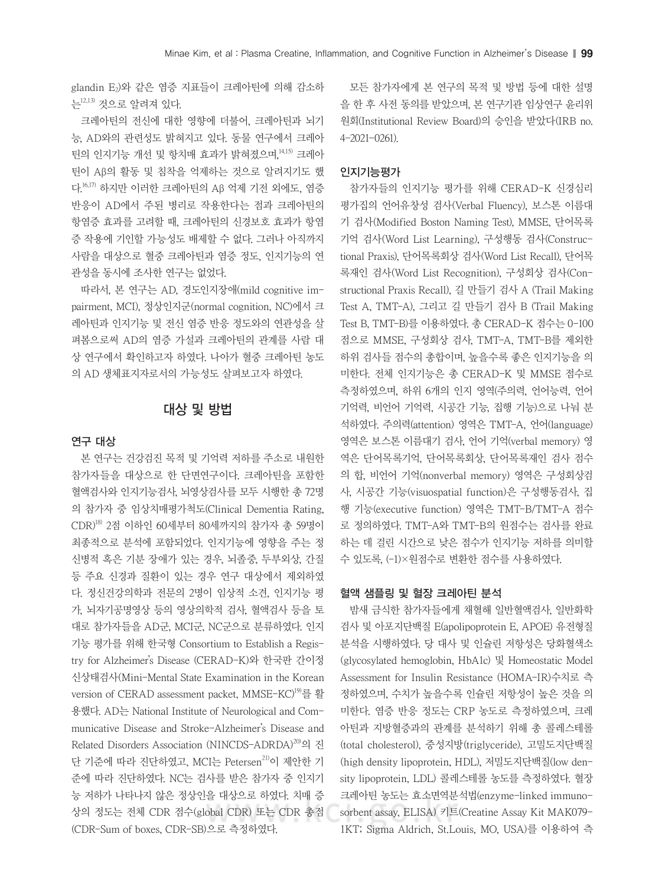glandin $E_2$)와 같은 염증 지표들이 크레아틴에 의해 감소하는[12,13] 것으로 알려져 있다.

크레아틴의 전신에 대한 영향에 더불어, 크레아틴과 뇌기능, AD와의 관련성도 밝혀지고 있다. 동물 연구에서 크레아틴의 인지기능 개선 및 항치매 효과가 밝혀졌으며,[14,15] 크레아틴이 Aβ의 활동 및 침착을 억제하는 것으로 알려지기도 했다.[16,17] 하지만 이러한 크레아틴의 Aβ 억제 기전 외에도, 염증 반응이 AD에서 주된 병리로 작용한다는 점과 크레아틴의 항염증 효과를 고려할 때, 크레아틴의 신경보호 효과가 항염증 작용에 기인할 가능성도 배제할 수 없다. 그러나 아직까지 사람을 대상으로 혈중 크레아틴과 염증 정도, 인지기능의 연관성을 동시에 조사한 연구는 없었다.

따라서, 본 연구는 AD, 경도인지장애(mild cognitive impairment, MCI), 정상인지군(normal cognition, NC)에서 크레아틴과 인지기능 및 전신 염증 반응 정도와의 연관성을 살펴봄으로써 AD의 염증 가설과 크레아틴의 관계를 사람 대상 연구에서 확인하고자 하였다. 나아가 혈중 크레아틴 농도의 AD 생체표지자로서의 가능성도 살펴보고자 하였다.

## 대상 및 방법

### 연구 대상

본 연구는 건강검진 목적 및 기억력 저하를 주소로 내원한 참가자들을 대상으로 한 단면연구이다. 크레아틴을 포함한 혈액검사와 인지기능검사, 뇌영상검사를 모두 시행한 총 72명의 참가자 중 임상치매평가척도(Clinical Dementia Rating, CDR)[18] 2점 이하인 60세부터 80세까지의 참가자 총 59명이 최종적으로 분석에 포함되었다. 인지기능에 영향을 주는 정신병적 혹은 기분 장애가 있는 경우, 뇌졸중, 두부외상, 간질 등 주요 신경과 질환이 있는 경우 연구 대상에서 제외하였다. 정신건강의학과 전문의 2명이 임상적 소견, 인지기능 평가, 뇌자기공명영상 등의 영상의학적 검사, 혈액검사 등을 토대로 참가자들을 AD군, MCI군, NC군으로 분류하였다. 인지기능 평가를 위해 한국형 Consortium to Establish a Registry for Alzheimer's Disease (CERAD-K)와 한국판 간이정신상태검사(Mini-Mental State Examination in the Korean version of CERAD assessment packet, MMSE-KC)[19]를 활용했다. AD는 National Institute of Neurological and Communicative Disease and Stroke-Alzheimer's Disease and Related Disorders Association (NINCDS-ADRDA)[20]의 진단 기준에 따라 진단하였고, MCI는 Petersen[21]이 제안한 기준에 따라 진단하였다. NC는 검사를 받은 참가자 중 인지기능 저하가 나타나지 않은 정상인을 대상으로 하였다. 치매 증상의 정도는 전체 CDR 점수(global CDR) 또는 CDR 총점(CDR-Sum of boxes, CDR-SB)으로 측정하였다.

모든 참가자에게 본 연구의 목적 및 방법 등에 대한 설명을 한 후 사전 동의를 받았으며, 본 연구기관 임상연구 윤리위원회(Institutional Review Board)의 승인을 받았다(IRB no. 4-2021-0261).

### 인지기능평가

참가자들의 인지기능 평가를 위해 CERAD-K 신경심리 평가집의 언어유창성 검사(Verbal Fluency), 보스톤 이름대기 검사(Modified Boston Naming Test), MMSE, 단어목록기억 검사(Word List Learning), 구성행동 검사(Constructional Praxis), 단어목록회상 검사(Word List Recall), 단어목록재인 검사(Word List Recognition), 구성회상 검사(Constructional Praxis Recall), 길 만들기 검사 A (Trail Making Test A, TMT-A), 그리고 길 만들기 검사 B (Trail Making Test B, TMT-B)를 이용하였다. 총 CERAD-K 점수는 0-100점으로 MMSE, 구성회상 검사, TMT-A, TMT-B를 제외한 하위 검사들 점수의 총합이며, 높을수록 좋은 인지기능을 의미한다. 전체 인지기능은 총 CERAD-K 및 MMSE 점수로 측정하였으며, 하위 6개의 인지 영역(주의력, 언어능력, 언어 기억력, 비언어 기억력, 시공간 기능, 집행 기능)으로 나눠 분석하였다. 주의력(attention) 영역은 TMT-A, 언어(language) 영역은 보스톤 이름대기 검사, 언어 기억(verbal memory) 영역은 단어목록기억, 단어목록회상, 단어목록재인 검사 점수의 합, 비언어 기억(nonverbal memory) 영역은 구성회상검사, 시공간 기능(visuospatial function)은 구성행동검사, 집행 기능(executive function) 영역은 TMT-B/TMT-A 점수로 정의하였다. TMT-A와 TMT-B의 원점수는 검사를 완료하는 데 걸린 시간으로 낮은 점수가 인지기능 저하를 의미할 수 있도록, (-1)×원점수로 변환한 점수를 사용하였다.

### 혈액 샘플링 및 혈장 크레아틴 분석

밤새 금식한 참가자들에게 채혈해 일반혈액검사, 일반화학검사 및 아포지단백질 E(apolipoprotein E, APOE) 유전형질 분석을 시행하였다. 당 대사 및 인슐린 저항성은 당화혈색소(glycosylated hemoglobin, HbA1c) 및 Homeostatic Model Assessment for Insulin Resistance (HOMA-IR)수치로 측정하였으며, 수치가 높을수록 인슐린 저항성이 높은 것을 의미한다. 염증 반응 정도는 CRP 농도로 측정하였으며, 크레아틴과 지방혈증과의 관계를 분석하기 위해 총 콜레스테롤(total cholesterol), 중성지방(triglyceride), 고밀도지단백질(high density lipoprotein, HDL), 저밀도지단백질(low density lipoprotein, LDL) 콜레스테롤 농도를 측정하였다. 혈장 크레아틴 농도는 효소면역분석법(enzyme-linked immunosorbent assay, ELISA) 키트(Creatine Assay Kit MAK079-1KT; Sigma Aldrich, St.Louis, MO, USA)를 이용하여 측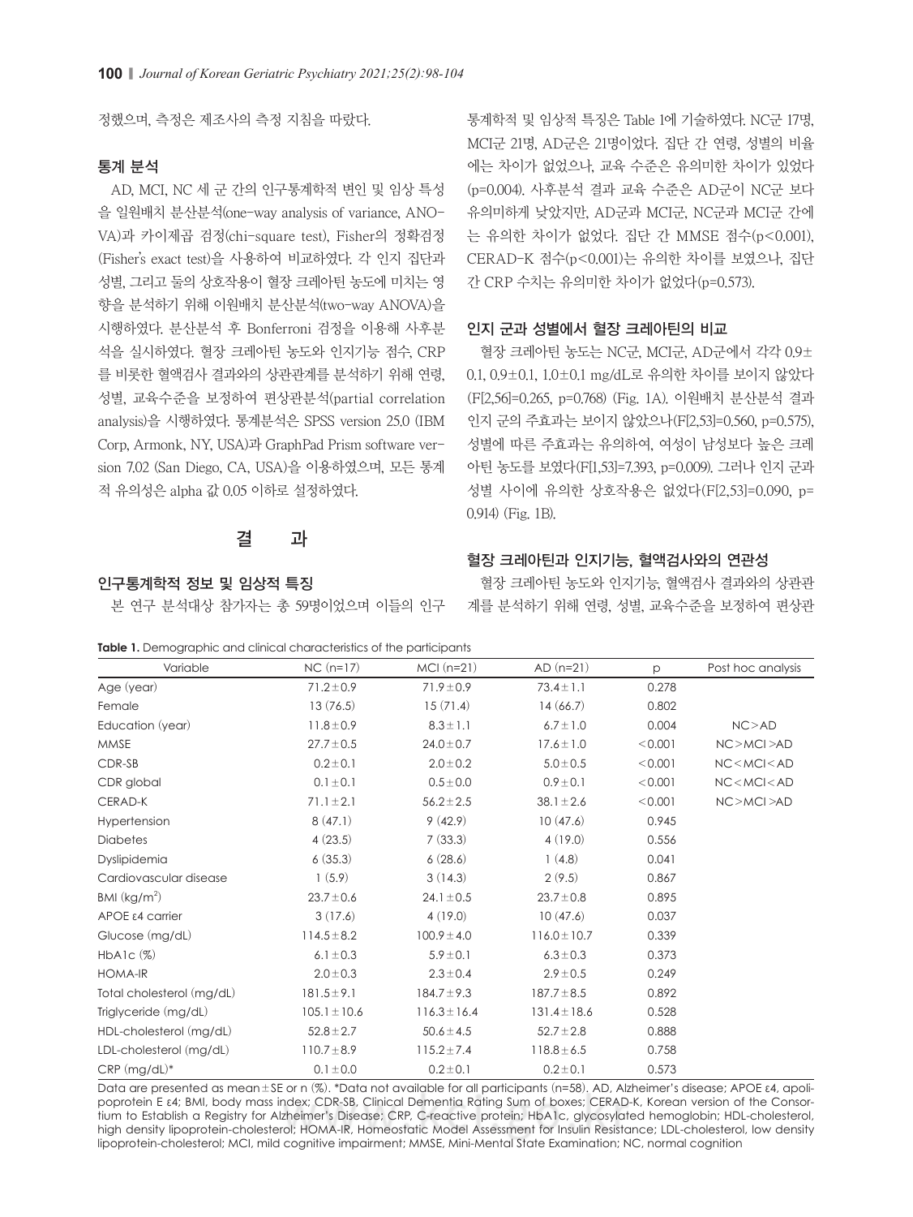정했으며, 측정은 제조사의 측정 지침을 따랐다.

### 통계 분석

AD, MCI, NC 세 군 간의 인구통계학적 변인 및 임상 특성을 일원배치 분산분석(one-way analysis of variance, ANOVA)과 카이제곱 검정(chi-square test), Fisher의 정확검정(Fisher's exact test)을 사용하여 비교하였다. 각 인지 집단과 성별, 그리고 둘의 상호작용이 혈장 크레아틴 농도에 미치는 영향을 분석하기 위해 이원배치 분산분석(two-way ANOVA)을 시행하였다. 분산분석 후 Bonferroni 검정을 이용해 사후분석을 실시하였다. 혈장 크레아틴 농도와 인지기능 점수, CRP를 비롯한 혈액검사 결과와의 상관관계를 분석하기 위해 연령, 성별, 교육수준을 보정하여 편상관분석(partial correlation analysis)을 시행하였다. 통계분석은 SPSS version 25.0 (IBM Corp, Armonk, NY, USA)과 GraphPad Prism software version 7.02 (San Diego, CA, USA)을 이용하였으며, 모든 통계적 유의성은 alpha 값 0.05 이하로 설정하였다.

## 결 과

### 인구통계학적 정보 및 임상적 특징

본 연구 분석대상 참가자는 총 59명이었으며 이들의 인구통계학적 및 임상적 특징은 Table 1에 기술하였다. NC군 17명, MCI군 21명, AD군은 21명이었다. 집단 간 연령, 성별의 비율에는 차이가 없었으나, 교육 수준은 유의미한 차이가 있었다($p=0.004$). 사후분석 결과 교육 수준은 AD군이 NC군 보다 유의미하게 낮았지만, AD군과 MCI군, NC군과 MCI군 간에는 유의한 차이가 없었다. 집단 간 MMSE 점수($p<0.001$), CERAD-K 점수($p<0.001$)는 유의한 차이를 보였으나, 집단 간 CRP 수치는 유의미한 차이가 없었다($p=0.573$).

### 인지 군과 성별에서 혈장 크레아틴의 비교

혈장 크레아틴 농도는 NC군, MCI군, AD군에서 각각 0.9±0.1, 0.9±0.1, 1.0±0.1 mg/dL로 유의한 차이를 보이지 않았다($F[2,56]=0.265$, $p=0.768$) (Fig. 1A). 이원배치 분산분석 결과 인지 군의 주효과는 보이지 않았으나($F[2,53]=0.560$, $p=0.575$), 성별에 따른 주효과는 유의하여, 여성이 남성보다 높은 크레아틴 농도를 보였다($F[1,53]=7.393$, $p=0.009$). 그러나 인지 군과 성별 사이에 유의한 상호작용은 없었다($F[2,53]=0.090$, $p=0.914$) (Fig. 1B).

### 혈장 크레아틴과 인지기능, 혈액검사와의 연관성

혈장 크레아틴 농도와 인지기능, 혈액검사 결과와의 상관관계를 분석하기 위해 연령, 성별, 교육수준을 보정하여 편상관

**Table 1.** Demographic and clinical characteristics of the participants

| Variable | NC (n=17) | MCI (n=21) | AD (n=21) | p | Post hoc analysis |
|---|---|---|---|---|---|
| Age (year) | 71.2±0.9 | 71.9±0.9 | 73.4±1.1 | 0.278 | |
| Female | 13 (76.5) | 15 (71.4) | 14 (66.7) | 0.802 | |
| Education (year) | 11.8±0.9 | 8.3±1.1 | 6.7±1.0 | 0.004 | NC>AD |
| MMSE | 27.7±0.5 | 24.0±0.7 | 17.6±1.0 | <0.001 | NC>MCI>AD |
| CDR-SB | 0.2±0.1 | 2.0±0.2 | 5.0±0.5 | <0.001 | NC<MCI<AD |
| CDR global | 0.1±0.1 | 0.5±0.0 | 0.9±0.1 | <0.001 | NC<MCI<AD |
| CERAD-K | 71.1±2.1 | 56.2±2.5 | 38.1±2.6 | <0.001 | NC>MCI>AD |
| Hypertension | 8 (47.1) | 9 (42.9) | 10 (47.6) | 0.945 | |
| Diabetes | 4 (23.5) | 7 (33.3) | 4 (19.0) | 0.556 | |
| Dyslipidemia | 6 (35.3) | 6 (28.6) | 1 (4.8) | 0.041 | |
| Cardiovascular disease | 1 (5.9) | 3 (14.3) | 2 (9.5) | 0.867 | |
| BMI (kg/m$^2$) | 23.7±0.6 | 24.1±0.5 | 23.7±0.8 | 0.895 | |
| APOE ε4 carrier | 3 (17.6) | 4 (19.0) | 10 (47.6) | 0.037 | |
| Glucose (mg/dL) | 114.5±8.2 | 100.9±4.0 | 116.0±10.7 | 0.339 | |
| HbA1c (%) | 6.1±0.3 | 5.9±0.1 | 6.3±0.3 | 0.373 | |
| HOMA-IR | 2.0±0.3 | 2.3±0.4 | 2.9±0.5 | 0.249 | |
| Total cholesterol (mg/dL) | 181.5±9.1 | 184.7±9.3 | 187.7±8.5 | 0.892 | |
| Triglyceride (mg/dL) | 105.1±10.6 | 116.3±16.4 | 131.4±18.6 | 0.528 | |
| HDL-cholesterol (mg/dL) | 52.8±2.7 | 50.6±4.5 | 52.7±2.8 | 0.888 | |
| LDL-cholesterol (mg/dL) | 110.7±8.9 | 115.2±7.4 | 118.8±6.5 | 0.758 | |
| CRP (mg/dL)* | 0.1±0.0 | 0.2±0.1 | 0.2±0.1 | 0.573 | |

Data are presented as mean±SE or n (%). *Data not available for all participants (n=58). AD, Alzheimer's disease; APOE ε4, apolipoprotein E ε4; BMI, body mass index; CDR-SB, Clinical Dementia Rating Sum of boxes; CERAD-K, Korean version of the Consortium to Establish a Registry for Alzheimer's Disease; CRP, C-reactive protein; HbA1c, glycosylated hemoglobin; HDL-cholesterol, high density lipoprotein-cholesterol; HOMA-IR, Homeostatic Model Assessment for Insulin Resistance; LDL-cholesterol, low density lipoprotein-cholesterol; MCI, mild cognitive impairment; MMSE, Mini-Mental State Examination; NC, normal cognition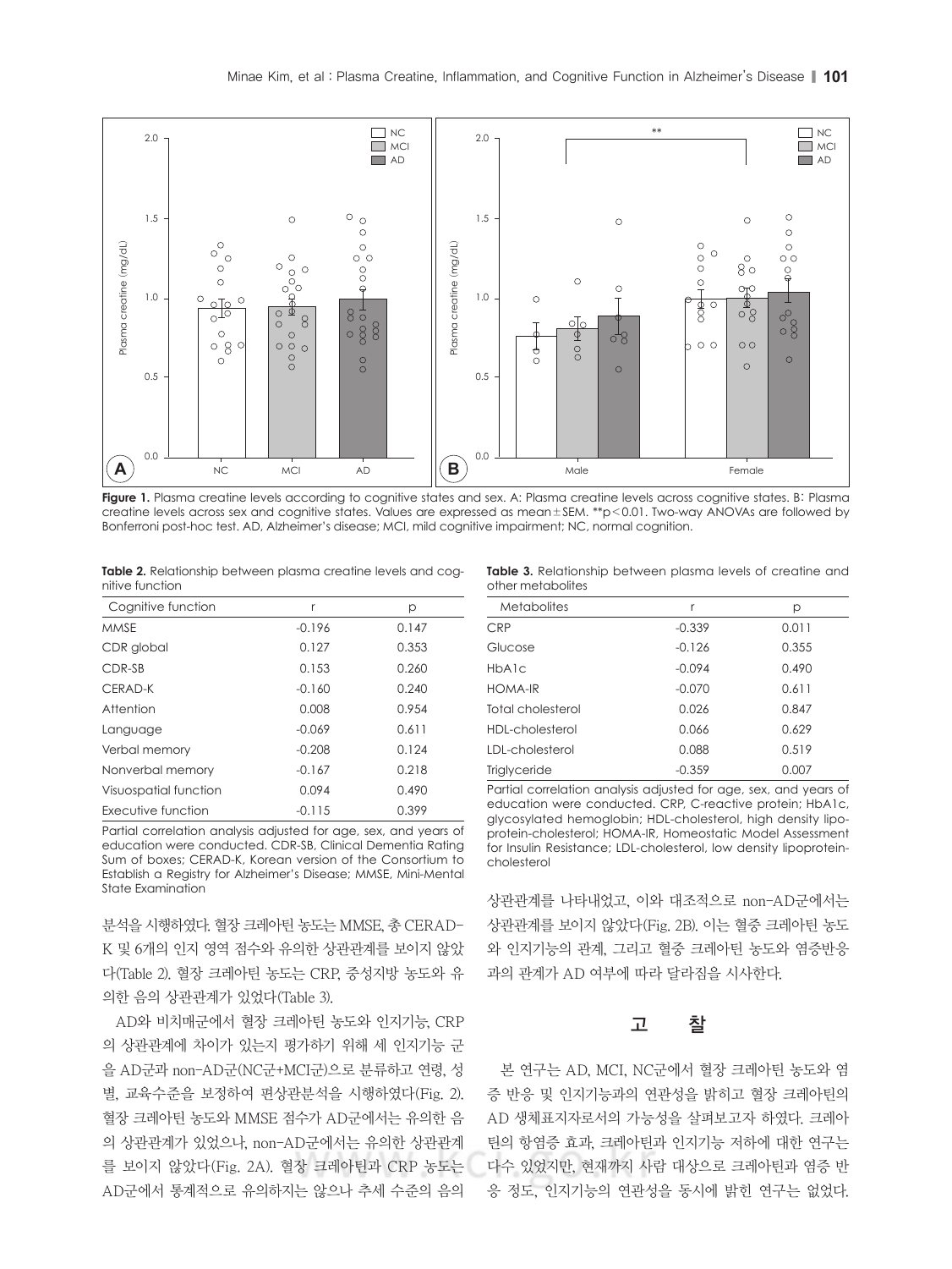**Figure 1.** Plasma creatine levels according to cognitive states and sex. A: Plasma creatine levels across cognitive states. B: Plasma creatine levels across sex and cognitive states. Values are expressed as mean±SEM. **p<0.01. Two-way ANOVAs are followed by Bonferroni post-hoc test. AD, Alzheimer's disease; MCI, mild cognitive impairment; NC, normal cognition.

**Table 2.** Relationship between plasma creatine levels and cognitive function

| Cognitive function | r | p |
|---|---|---|
| MMSE | -0.196 | 0.147 |
| CDR global | 0.127 | 0.353 |
| CDR-SB | 0.153 | 0.260 |
| CERAD-K | -0.160 | 0.240 |
| Attention | 0.008 | 0.954 |
| Language | -0.069 | 0.611 |
| Verbal memory | -0.208 | 0.124 |
| Nonverbal memory | -0.167 | 0.218 |
| Visuospatial function | 0.094 | 0.490 |
| Executive function | -0.115 | 0.399 |

Partial correlation analysis adjusted for age, sex, and years of education were conducted. CDR-SB, Clinical Dementia Rating Sum of boxes; CERAD-K, Korean version of the Consortium to Establish a Registry for Alzheimer's Disease; MMSE, Mini-Mental State Examination

분석을 시행하였다. 혈장 크레아틴 농도는 MMSE, 총 CERAD-K 및 6개의 인지 영역 점수와 유의한 상관관계를 보이지 않았다(Table 2). 혈장 크레아틴 농도는 CRP, 중성지방 농도와 유의한 음의 상관관계가 있었다(Table 3).

AD와 비치매군에서 혈장 크레아틴 농도와 인지기능, CRP의 상관관계에 차이가 있는지 평가하기 위해 세 인지기능 군을 AD군과 non-AD군(NC군+MCI군)으로 분류하고 연령, 성별, 교육수준을 보정하여 편상관분석을 시행하였다(Fig. 2). 혈장 크레아틴 농도와 MMSE 점수가 AD군에서는 유의한 음의 상관관계가 있었으나, non-AD군에서는 유의한 상관관계를 보이지 않았다(Fig. 2A). 혈장 크레아틴과 CRP 농도는 AD군에서 통계적으로 유의하지는 않으나 추세 수준의 음의

**Table 3.** Relationship between plasma levels of creatine and other metabolites

| Metabolites | r | p |
|---|---|---|
| CRP | -0.339 | 0.011 |
| Glucose | -0.126 | 0.355 |
| HbA1c | -0.094 | 0.490 |
| HOMA-IR | -0.070 | 0.611 |
| Total cholesterol | 0.026 | 0.847 |
| HDL-cholesterol | 0.066 | 0.629 |
| LDL-cholesterol | 0.088 | 0.519 |
| Triglyceride | -0.359 | 0.007 |

Partial correlation analysis adjusted for age, sex, and years of education were conducted. CRP, C-reactive protein; HbA1c, glycosylated hemoglobin; HDL-cholesterol, high density lipoprotein-cholesterol; HOMA-IR, Homeostatic Model Assessment for Insulin Resistance; LDL-cholesterol, low density lipoprotein-cholesterol

상관관계를 나타내었고, 이와 대조적으로 non-AD군에서는 상관관계를 보이지 않았다(Fig. 2B). 이는 혈중 크레아틴 농도와 인지기능의 관계, 그리고 혈중 크레아틴 농도와 염증반응과의 관계가 AD 여부에 따라 달라짐을 시사한다.

## 고　　찰

본 연구는 AD, MCI, NC군에서 혈장 크레아틴 농도와 염증 반응 및 인지기능과의 연관성을 밝히고 혈장 크레아틴의 AD 생체표지자로서의 가능성을 살펴보고자 하였다. 크레아틴의 항염증 효과, 크레아틴과 인지기능 저하에 대한 연구는 다수 있었지만, 현재까지 사람 대상으로 크레아틴과 염증 반응 정도, 인지기능의 연관성을 동시에 밝힌 연구는 없었다.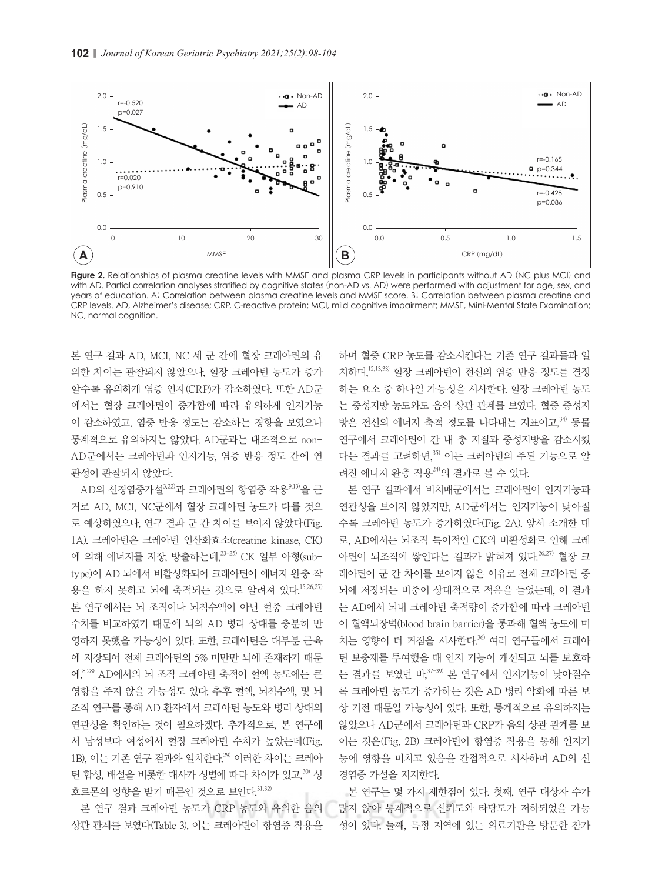**Figure 2.** Relationships of plasma creatine levels with MMSE and plasma CRP levels in participants without AD (NC plus MCI) and with AD. Partial correlation analyses stratified by cognitive states (non-AD vs. AD) were performed with adjustment for age, sex, and years of education. A: Correlation between plasma creatine levels and MMSE score. B: Correlation between plasma creatine and CRP levels. AD, Alzheimer's disease; CRP, C-reactive protein; MCI, mild cognitive impairment; MMSE, Mini-Mental State Examination; NC, normal cognition.

본 연구 결과 AD, MCI, NC 세 군 간에 혈장 크레아틴의 유의한 차이는 관찰되지 않았으나, 혈장 크레아틴 농도가 증가할수록 유의하게 염증 인자(CRP)가 감소하였다. 또한 AD군에서는 혈장 크레아틴이 증가함에 따라 유의하게 인지기능이 감소하였고, 염증 반응 정도는 감소하는 경향을 보였으나 통계적으로 유의하지는 않았다. AD군과는 대조적으로 non-AD군에서는 크레아틴과 인지기능, 염증 반응 정도 간에 연관성이 관찰되지 않았다.

AD의 신경염증가설[3,22]과 크레아틴의 항염증 작용[9,13]을 근거로 AD, MCI, NC군에서 혈장 크레아틴 농도가 다를 것으로 예상하였으나, 연구 결과 군 간 차이를 보이지 않았다(Fig. 1A). 크레아틴은 크레아틴 인산화효소(creatine kinase, CK)에 의해 에너지를 저장, 방출하는데,[23-25] CK 일부 아형(subtype)이 AD 뇌에서 비활성화되어 크레아틴이 에너지 완충 작용을 하지 못하고 뇌에 축적되는 것으로 알려져 있다.[15,26,27] 본 연구에서는 뇌 조직이나 뇌척수액이 아닌 혈중 크레아틴 수치를 비교하였기 때문에 뇌의 AD 병리 상태를 충분히 반영하지 못했을 가능성이 있다. 또한, 크레아틴은 대부분 근육에 저장되어 전체 크레아틴의 5% 미만만 뇌에 존재하기 때문에,[8,28] AD에서의 뇌 조직 크레아틴 축적이 혈액 농도에는 큰 영향을 주지 않을 가능성도 있다. 추후 혈액, 뇌척수액, 및 뇌 조직 연구를 통해 AD 환자에서 크레아틴 농도와 병리 상태의 연관성을 확인하는 것이 필요하겠다. 추가적으로, 본 연구에서 남성보다 여성에서 혈장 크레아틴 수치가 높았는데(Fig. 1B), 이는 기존 연구 결과와 일치한다.[29] 이러한 차이는 크레아틴 합성, 배설을 비롯한 대사가 성별에 따라 차이가 있고,[30] 성 호르몬의 영향을 받기 때문인 것으로 보인다.[31,32]

본 연구 결과 크레아틴 농도가 CRP 농도와 유의한 음의 상관 관계를 보였다(Table 3). 이는 크레아틴이 항염증 작용을 하며 혈중 CRP 농도를 감소시킨다는 기존 연구 결과들과 일치하며,[12,13,33] 혈장 크레아틴이 전신의 염증 반응 정도를 결정하는 요소 중 하나일 가능성을 시사한다. 혈장 크레아틴 농도는 중성지방 농도와도 음의 상관 관계를 보였다. 혈중 중성지방은 전신의 에너지 축적 정도를 나타내는 지표이고,[34] 동물 연구에서 크레아틴이 간 내 총 지질과 중성지방을 감소시켰다는 결과를 고려하면,[35] 이는 크레아틴의 주된 기능으로 알려진 에너지 완충 작용[24]의 결과로 볼 수 있다.

본 연구 결과에서 비치매군에서는 크레아틴이 인지기능과 연관성을 보이지 않았지만, AD군에서는 인지기능이 낮아질수록 크레아틴 농도가 증가하였다(Fig. 2A). 앞서 소개한 대로, AD에서는 뇌조직 특이적인 CK의 비활성화로 인해 크레아틴이 뇌조직에 쌓인다는 결과가 밝혀져 있다.[26,27] 혈장 크레아틴이 군 간 차이를 보이지 않은 이유로 전체 크레아틴 중 뇌에 저장되는 비중이 상대적으로 적음을 들었는데, 이 결과는 AD에서 뇌내 크레아틴 축적량이 증가함에 따라 크레아틴이 혈액뇌장벽(blood brain barrier)을 통과해 혈액 농도에 미치는 영향이 더 커짐을 시사한다.[36] 여러 연구들에서 크레아틴 보충제를 투여했을 때 인지 기능이 개선되고 뇌를 보호하는 결과를 보였던 바,[37-39] 본 연구에서 인지기능이 낮아질수록 크레아틴 농도가 증가하는 것은 AD 병리 악화에 따른 보상 기전 때문일 가능성이 있다. 또한, 통계적으로 유의하지는 않았으나 AD군에서 크레아틴과 CRP가 음의 상관 관계를 보이는 것은(Fig. 2B) 크레아틴이 항염증 작용을 통해 인지기능에 영향을 미치고 있음을 간접적으로 시사하며 AD의 신경염증 가설을 지지한다.

본 연구는 몇 가지 제한점이 있다. 첫째, 연구 대상자 수가 많지 않아 통계적으로 신뢰도와 타당도가 저하되었을 가능성이 있다. 둘째, 특정 지역에 있는 의료기관을 방문한 참가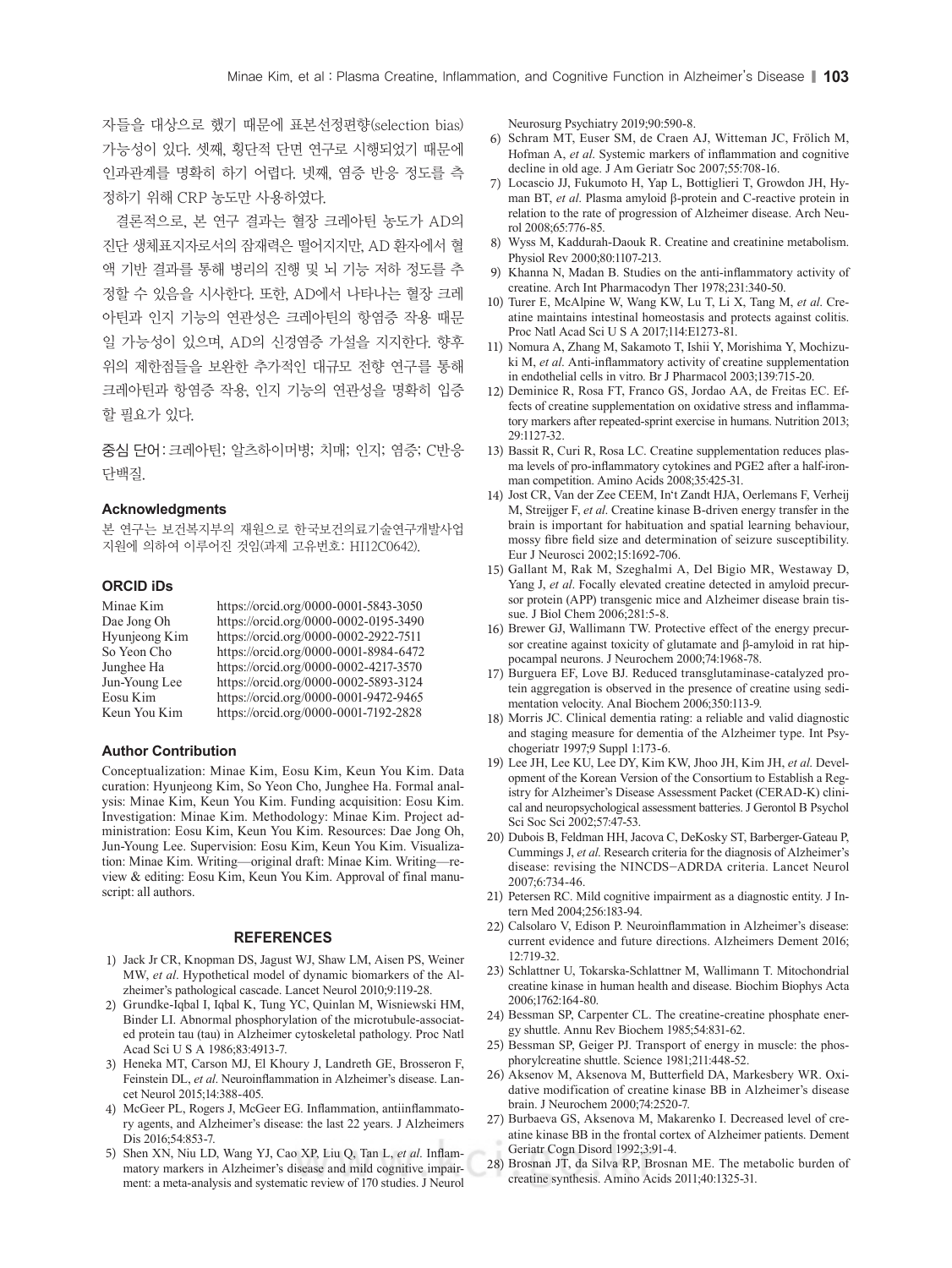자들을 대상으로 했기 때문에 표본선정편향(selection bias) 가능성이 있다. 셋째, 횡단적 단면 연구로 시행되었기 때문에 인과관계를 명확히 하기 어렵다. 넷째, 염증 반응 정도를 측정하기 위해 CRP 농도만 사용하였다.

결론적으로, 본 연구 결과는 혈장 크레아틴 농도가 AD의 진단 생체표지자로서의 잠재력은 떨어지지만, AD 환자에서 혈액 기반 결과를 통해 병리의 진행 및 뇌 기능 저하 정도를 추정할 수 있음을 시사한다. 또한, AD에서 나타나는 혈장 크레아틴과 인지 기능의 연관성은 크레아틴의 항염증 작용 때문일 가능성이 있으며, AD의 신경염증 가설을 지지한다. 향후 위의 제한점들을 보완한 추가적인 대규모 전향 연구를 통해 크레아틴과 항염증 작용, 인지 기능의 연관성을 명확히 입증할 필요가 있다.

중심 단어: 크레아틴; 알츠하이머병; 치매; 인지; 염증; C반응 단백질.

### Acknowledgments

본 연구는 보건복지부의 재원으로 한국보건의료기술연구개발사업 지원에 의하여 이루어진 것임(과제 고유번호: HI12C0642).

### ORCID iDs

| | |
|---|---|
| Minae Kim | https://orcid.org/0000-0001-5843-3050 |
| Dae Jong Oh | https://orcid.org/0000-0002-0195-3490 |
| Hyunjeong Kim | https://orcid.org/0000-0002-2922-7511 |
| So Yeon Cho | https://orcid.org/0000-0001-8984-6472 |
| Junghee Ha | https://orcid.org/0000-0002-4217-3570 |
| Jun-Young Lee | https://orcid.org/0000-0002-5893-3124 |
| Eosu Kim | https://orcid.org/0000-0001-9472-9465 |
| Keun You Kim | https://orcid.org/0000-0001-7192-2828 |

### Author Contribution

Conceptualization: Minae Kim, Eosu Kim, Keun You Kim. Data curation: Hyunjeong Kim, So Yeon Cho, Junghee Ha. Formal analysis: Minae Kim, Keun You Kim. Funding acquisition: Eosu Kim. Investigation: Minae Kim. Methodology: Minae Kim. Project administration: Eosu Kim, Keun You Kim. Resources: Dae Jong Oh, Jun-Young Lee. Supervision: Eosu Kim, Keun You Kim. Visualization: Minae Kim. Writing—original draft: Minae Kim. Writing—review & editing: Eosu Kim, Keun You Kim. Approval of final manuscript: all authors.

## REFERENCES

1) Jack Jr CR, Knopman DS, Jagust WJ, Shaw LM, Aisen PS, Weiner MW, *et al*. Hypothetical model of dynamic biomarkers of the Alzheimer's pathological cascade. Lancet Neurol 2010;9:119-28.
2) Grundke-Iqbal I, Iqbal K, Tung YC, Quinlan M, Wisniewski HM, Binder LI. Abnormal phosphorylation of the microtubule-associated protein tau (tau) in Alzheimer cytoskeletal pathology. Proc Natl Acad Sci U S A 1986;83:4913-7.
3) Heneka MT, Carson MJ, El Khoury J, Landreth GE, Brosseron F, Feinstein DL, *et al*. Neuroinflammation in Alzheimer's disease. Lancet Neurol 2015;14:388-405.
4) McGeer PL, Rogers J, McGeer EG. Inflammation, antiinflammatory agents, and Alzheimer's disease: the last 22 years. J Alzheimers Dis 2016;54:853-7.
5) Shen XN, Niu LD, Wang YJ, Cao XP, Liu Q, Tan L, *et al*. Inflammatory markers in Alzheimer's disease and mild cognitive impairment: a meta-analysis and systematic review of 170 studies. J Neurol Neurosurg Psychiatry 2019;90:590-8.
6) Schram MT, Euser SM, de Craen AJ, Witteman JC, Frölich M, Hofman A, *et al*. Systemic markers of inflammation and cognitive decline in old age. J Am Geriatr Soc 2007;55:708-16.
7) Locascio JJ, Fukumoto H, Yap L, Bottiglieri T, Growdon JH, Hyman BT, *et al*. Plasma amyloid β-protein and C-reactive protein in relation to the rate of progression of Alzheimer disease. Arch Neurol 2008;65:776-85.
8) Wyss M, Kaddurah-Daouk R. Creatine and creatinine metabolism. Physiol Rev 2000;80:1107-213.
9) Khanna N, Madan B. Studies on the anti-inflammatory activity of creatine. Arch Int Pharmacodyn Ther 1978;231:340-50.
10) Turer E, McAlpine W, Wang KW, Lu T, Li X, Tang M, *et al*. Creatine maintains intestinal homeostasis and protects against colitis. Proc Natl Acad Sci U S A 2017;114:E1273-81.
11) Nomura A, Zhang M, Sakamoto T, Ishii Y, Morishima Y, Mochizuki M, *et al*. Anti-inflammatory activity of creatine supplementation in endothelial cells in vitro. Br J Pharmacol 2003;139:715-20.
12) Deminice R, Rosa FT, Franco GS, Jordao AA, de Freitas EC. Effects of creatine supplementation on oxidative stress and inflammatory markers after repeated-sprint exercise in humans. Nutrition 2013; 29:1127-32.
13) Bassit R, Curi R, Rosa LC. Creatine supplementation reduces plasma levels of pro-inflammatory cytokines and PGE2 after a half-ironman competition. Amino Acids 2008;35:425-31.
14) Jost CR, Van der Zee CEEM, In't Zandt HJA, Oerlemans F, Verheij M, Streijger F, *et al*. Creatine kinase B-driven energy transfer in the brain is important for habituation and spatial learning behaviour, mossy fibre field size and determination of seizure susceptibility. Eur J Neurosci 2002;15:1692-706.
15) Gallant M, Rak M, Szeghalmi A, Del Bigio MR, Westaway D, Yang J, *et al*. Focally elevated creatine detected in amyloid precursor protein (APP) transgenic mice and Alzheimer disease brain tissue. J Biol Chem 2006;281:5-8.
16) Brewer GJ, Wallimann TW. Protective effect of the energy precursor creatine against toxicity of glutamate and β-amyloid in rat hippocampal neurons. J Neurochem 2000;74:1968-78.
17) Burguera EF, Love BJ. Reduced transglutaminase-catalyzed protein aggregation is observed in the presence of creatine using sedimentation velocity. Anal Biochem 2006;350:113-9.
18) Morris JC. Clinical dementia rating: a reliable and valid diagnostic and staging measure for dementia of the Alzheimer type. Int Psychogeriatr 1997;9 Suppl 1:173-6.
19) Lee JH, Lee KU, Lee DY, Kim KW, Jhoo JH, Kim JH, *et al*. Development of the Korean Version of the Consortium to Establish a Registry for Alzheimer's Disease Assessment Packet (CERAD-K) clinical and neuropsychological assessment batteries. J Gerontol B Psychol Sci Soc Sci 2002;57:47-53.
20) Dubois B, Feldman HH, Jacova C, DeKosky ST, Barberger-Gateau P, Cummings J, *et al*. Research criteria for the diagnosis of Alzheimer's disease: revising the NINCDS–ADRDA criteria. Lancet Neurol 2007;6:734-46.
21) Petersen RC. Mild cognitive impairment as a diagnostic entity. J Intern Med 2004;256:183-94.
22) Calsolaro V, Edison P. Neuroinflammation in Alzheimer's disease: current evidence and future directions. Alzheimers Dement 2016; 12:719-32.
23) Schlattner U, Tokarska-Schlattner M, Wallimann T. Mitochondrial creatine kinase in human health and disease. Biochim Biophys Acta 2006;1762:164-80.
24) Bessman SP, Carpenter CL. The creatine-creatine phosphate energy shuttle. Annu Rev Biochem 1985;54:831-62.
25) Bessman SP, Geiger PJ. Transport of energy in muscle: the phosphorylcreatine shuttle. Science 1981;211:448-52.
26) Aksenov M, Aksenova M, Butterfield DA, Markesbery WR. Oxidative modification of creatine kinase BB in Alzheimer's disease brain. J Neurochem 2000;74:2520-7.
27) Burbaeva GS, Aksenova M, Makarenko I. Decreased level of creatine kinase BB in the frontal cortex of Alzheimer patients. Dement Geriatr Cogn Disord 1992;3:91-4.
28) Brosnan JT, da Silva RP, Brosnan ME. The metabolic burden of creatine synthesis. Amino Acids 2011;40:1325-31.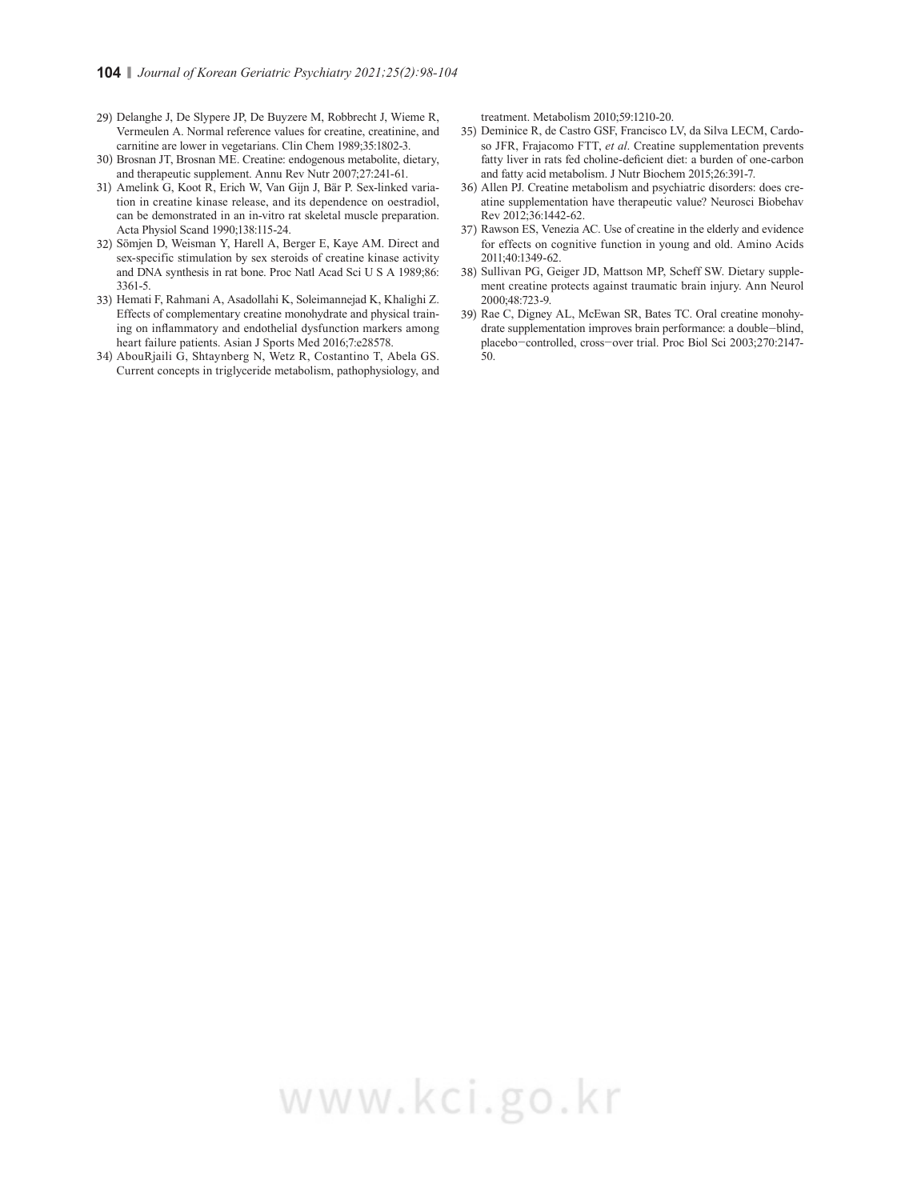29) Delanghe J, De Slypere JP, De Buyzere M, Robbrecht J, Wieme R, Vermeulen A. Normal reference values for creatine, creatinine, and carnitine are lower in vegetarians. Clin Chem 1989;35:1802-3.
30) Brosnan JT, Brosnan ME. Creatine: endogenous metabolite, dietary, and therapeutic supplement. Annu Rev Nutr 2007;27:241-61.
31) Amelink G, Koot R, Erich W, Van Gijn J, Bär P. Sex-linked variation in creatine kinase release, and its dependence on oestradiol, can be demonstrated in an in-vitro rat skeletal muscle preparation. Acta Physiol Scand 1990;138:115-24.
32) Sömjen D, Weisman Y, Harell A, Berger E, Kaye AM. Direct and sex-specific stimulation by sex steroids of creatine kinase activity and DNA synthesis in rat bone. Proc Natl Acad Sci U S A 1989;86:3361-5.
33) Hemati F, Rahmani A, Asadollahi K, Soleimannejad K, Khalighi Z. Effects of complementary creatine monohydrate and physical training on inflammatory and endothelial dysfunction markers among heart failure patients. Asian J Sports Med 2016;7:e28578.
34) AbouRjaili G, Shtaynberg N, Wetz R, Costantino T, Abela GS. Current concepts in triglyceride metabolism, pathophysiology, and treatment. Metabolism 2010;59:1210-20.
35) Deminice R, de Castro GSF, Francisco LV, da Silva LECM, Cardoso JFR, Frajacomo FTT, *et al*. Creatine supplementation prevents fatty liver in rats fed choline-deficient diet: a burden of one-carbon and fatty acid metabolism. J Nutr Biochem 2015;26:391-7.
36) Allen PJ. Creatine metabolism and psychiatric disorders: does creatine supplementation have therapeutic value? Neurosci Biobehav Rev 2012;36:1442-62.
37) Rawson ES, Venezia AC. Use of creatine in the elderly and evidence for effects on cognitive function in young and old. Amino Acids 2011;40:1349-62.
38) Sullivan PG, Geiger JD, Mattson MP, Scheff SW. Dietary supplement creatine protects against traumatic brain injury. Ann Neurol 2000;48:723-9.
39) Rae C, Digney AL, McEwan SR, Bates TC. Oral creatine monohydrate supplementation improves brain performance: a double−blind, placebo−controlled, cross−over trial. Proc Biol Sci 2003;270:2147-50.